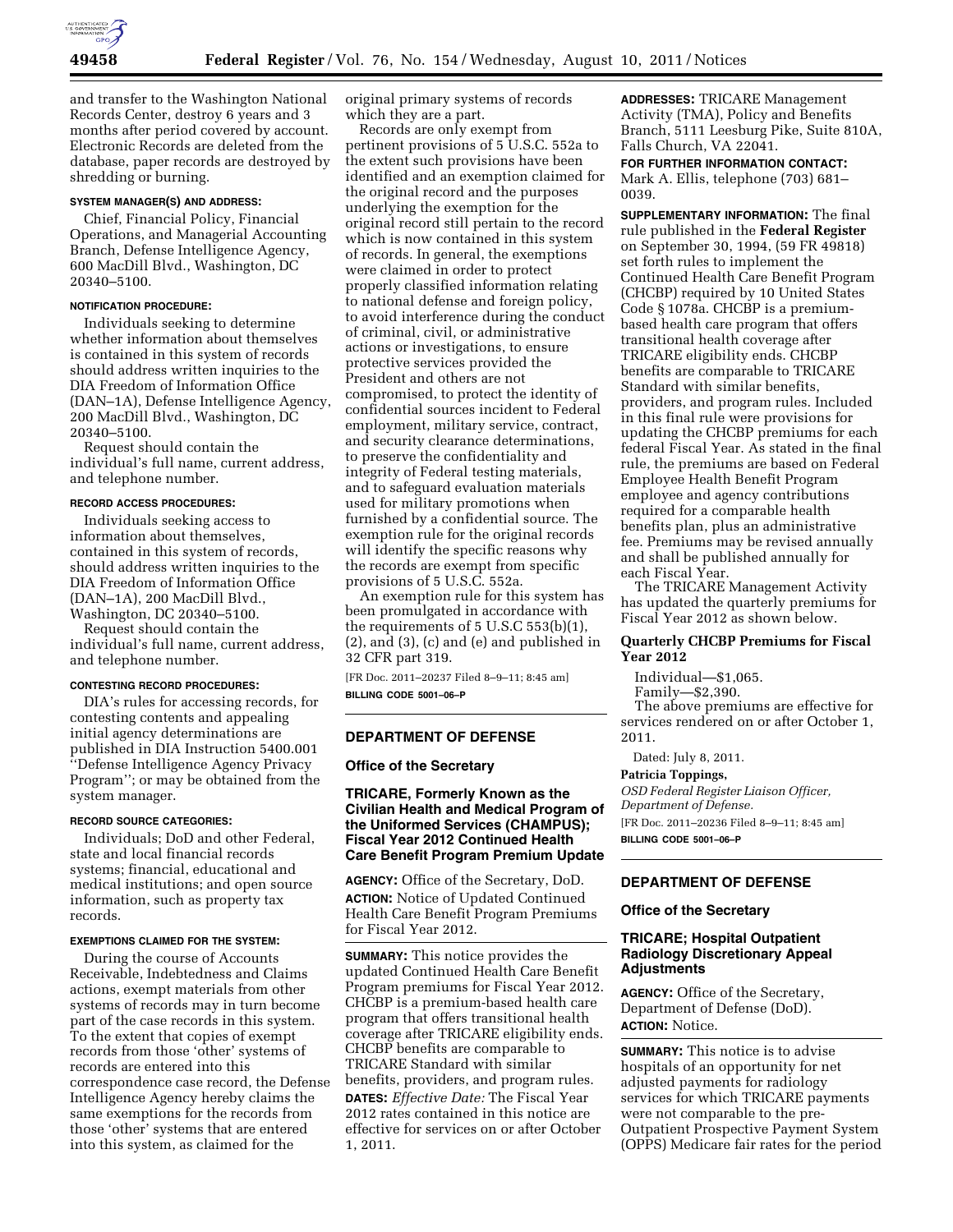and transfer to the Washington National Records Center, destroy 6 years and 3 months after period covered by account. Electronic Records are deleted from the database, paper records are destroyed by shredding or burning.

**SYSTEM MANAGER(S) AND ADDRESS:**

Chief, Financial Policy, Financial Operations, and Managerial Accounting Branch, Defense Intelligence Agency, 600 MacDill Blvd., Washington, DC 20340–5100.

**NOTIFICATION PROCEDURE:**

Individuals seeking to determine whether information about themselves is contained in this system of records should address written inquiries to the DIA Freedom of Information Office (DAN–1A), Defense Intelligence Agency, 200 MacDill Blvd., Washington, DC 20340–5100.

Request should contain the individual's full name, current address, and telephone number.

**RECORD ACCESS PROCEDURES:**

Individuals seeking access to information about themselves, contained in this system of records, should address written inquiries to the DIA Freedom of Information Office (DAN–1A), 200 MacDill Blvd., Washington, DC 20340–5100.

Request should contain the individual's full name, current address, and telephone number.

**CONTESTING RECORD PROCEDURES:**

DIA's rules for accessing records, for contesting contents and appealing initial agency determinations are published in DIA Instruction 5400.001 ''Defense Intelligence Agency Privacy Program''; or may be obtained from the system manager.

**RECORD SOURCE CATEGORIES:**

Individuals; DoD and other Federal, state and local financial records systems; financial, educational and medical institutions; and open source information, such as property tax records.

**EXEMPTIONS CLAIMED FOR THE SYSTEM:**

During the course of Accounts Receivable, Indebtedness and Claims actions, exempt materials from other systems of records may in turn become part of the case records in this system. To the extent that copies of exempt records from those 'other' systems of records are entered into this correspondence case record, the Defense Intelligence Agency hereby claims the same exemptions for the records from those 'other' systems that are entered into this system, as claimed for the original primary systems of records which they are a part.

Records are only exempt from pertinent provisions of 5 U.S.C. 552a to the extent such provisions have been identified and an exemption claimed for the original record and the purposes underlying the exemption for the original record still pertain to the record which is now contained in this system of records. In general, the exemptions were claimed in order to protect properly classified information relating to national defense and foreign policy, to avoid interference during the conduct of criminal, civil, or administrative actions or investigations, to ensure protective services provided the President and others are not compromised, to protect the identity of confidential sources incident to Federal employment, military service, contract, and security clearance determinations, to preserve the confidentiality and integrity of Federal testing materials, and to safeguard evaluation materials used for military promotions when furnished by a confidential source. The exemption rule for the original records will identify the specific reasons why the records are exempt from specific provisions of 5 U.S.C. 552a.

An exemption rule for this system has been promulgated in accordance with the requirements of 5 U.S.C 553(b)(1), (2), and (3), (c) and (e) and published in 32 CFR part 319.

[FR Doc. 2011–20237 Filed 8–9–11; 8:45 am]

**BILLING CODE 5001–06–P**

---

## DEPARTMENT OF DEFENSE

### Office of the Secretary

### TRICARE, Formerly Known as the Civilian Health and Medical Program of the Uniformed Services (CHAMPUS); Fiscal Year 2012 Continued Health Care Benefit Program Premium Update

**AGENCY:** Office of the Secretary, DoD.

**ACTION:** Notice of Updated Continued Health Care Benefit Program Premiums for Fiscal Year 2012.

**SUMMARY:** This notice provides the updated Continued Health Care Benefit Program premiums for Fiscal Year 2012. CHCBP is a premium-based health care program that offers transitional health coverage after TRICARE eligibility ends. CHCBP benefits are comparable to TRICARE Standard with similar benefits, providers, and program rules.

**DATES:** *Effective Date:* The Fiscal Year 2012 rates contained in this notice are effective for services on or after October 1, 2011.

**ADDRESSES:** TRICARE Management Activity (TMA), Policy and Benefits Branch, 5111 Leesburg Pike, Suite 810A, Falls Church, VA 22041.

**FOR FURTHER INFORMATION CONTACT:** Mark A. Ellis, telephone (703) 681–0039.

**SUPPLEMENTARY INFORMATION:** The final rule published in the **Federal Register** on September 30, 1994, (59 FR 49818) set forth rules to implement the Continued Health Care Benefit Program (CHCBP) required by 10 United States Code § 1078a. CHCBP is a premium-based health care program that offers transitional health coverage after TRICARE eligibility ends. CHCBP benefits are comparable to TRICARE Standard with similar benefits, providers, and program rules. Included in this final rule were provisions for updating the CHCBP premiums for each federal Fiscal Year. As stated in the final rule, the premiums are based on Federal Employee Health Benefit Program employee and agency contributions required for a comparable health benefits plan, plus an administrative fee. Premiums may be revised annually and shall be published annually for each Fiscal Year.

The TRICARE Management Activity has updated the quarterly premiums for Fiscal Year 2012 as shown below.

#### Quarterly CHCBP Premiums for Fiscal Year 2012

Individual—$1,065.

Family—$2,390.

The above premiums are effective for services rendered on or after October 1, 2011.

Dated: July 8, 2011.

**Patricia Toppings,**

*OSD Federal Register Liaison Officer, Department of Defense.*

[FR Doc. 2011–20236 Filed 8–9–11; 8:45 am]

**BILLING CODE 5001–06–P**

---

## DEPARTMENT OF DEFENSE

### Office of the Secretary

### TRICARE; Hospital Outpatient Radiology Discretionary Appeal Adjustments

**AGENCY:** Office of the Secretary, Department of Defense (DoD).

**ACTION:** Notice.

**SUMMARY:** This notice is to advise hospitals of an opportunity for net adjusted payments for radiology services for which TRICARE payments were not comparable to the pre-Outpatient Prospective Payment System (OPPS) Medicare fair rates for the period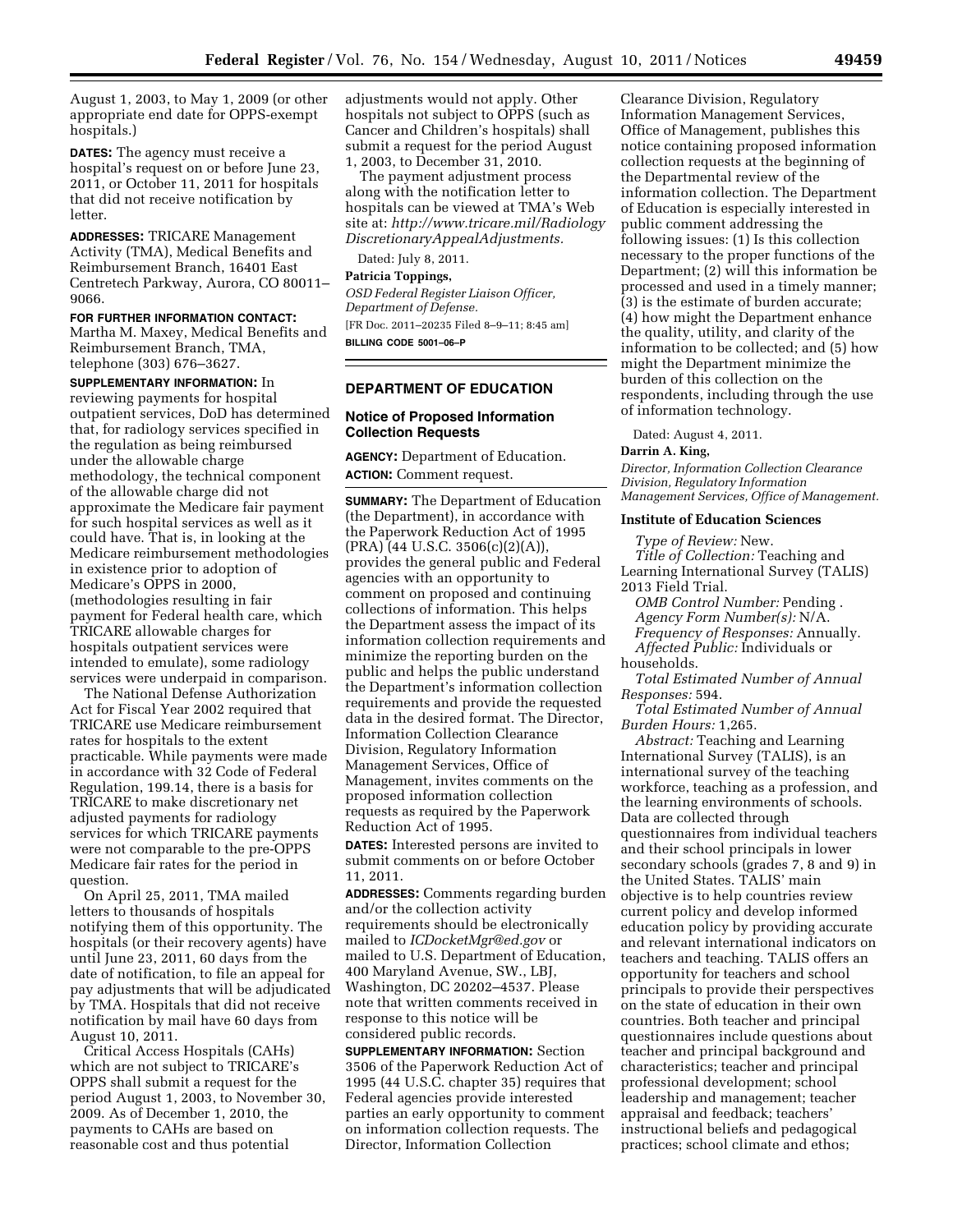August 1, 2003, to May 1, 2009 (or other appropriate end date for OPPS-exempt hospitals.)

**DATES:** The agency must receive a hospital's request on or before June 23, 2011, or October 11, 2011 for hospitals that did not receive notification by letter.

**ADDRESSES:** TRICARE Management Activity (TMA), Medical Benefits and Reimbursement Branch, 16401 East Centretech Parkway, Aurora, CO 80011–9066.

**FOR FURTHER INFORMATION CONTACT:** Martha M. Maxey, Medical Benefits and Reimbursement Branch, TMA, telephone (303) 676–3627.

**SUPPLEMENTARY INFORMATION:** In reviewing payments for hospital outpatient services, DoD has determined that, for radiology services specified in the regulation as being reimbursed under the allowable charge methodology, the technical component of the allowable charge did not approximate the Medicare fair payment for such hospital services as well as it could have. That is, in looking at the Medicare reimbursement methodologies in existence prior to adoption of Medicare's OPPS in 2000, (methodologies resulting in fair payment for Federal health care, which TRICARE allowable charges for hospitals outpatient services were intended to emulate), some radiology services were underpaid in comparison.

The National Defense Authorization Act for Fiscal Year 2002 required that TRICARE use Medicare reimbursement rates for hospitals to the extent practicable. While payments were made in accordance with 32 Code of Federal Regulation, 199.14, there is a basis for TRICARE to make discretionary net adjusted payments for radiology services for which TRICARE payments were not comparable to the pre-OPPS Medicare fair rates for the period in question.

On April 25, 2011, TMA mailed letters to thousands of hospitals notifying them of this opportunity. The hospitals (or their recovery agents) have until June 23, 2011, 60 days from the date of notification, to file an appeal for pay adjustments that will be adjudicated by TMA. Hospitals that did not receive notification by mail have 60 days from August 10, 2011.

Critical Access Hospitals (CAHs) which are not subject to TRICARE's OPPS shall submit a request for the period August 1, 2003, to November 30, 2009. As of December 1, 2010, the payments to CAHs are based on reasonable cost and thus potential adjustments would not apply. Other hospitals not subject to OPPS (such as Cancer and Children's hospitals) shall submit a request for the period August 1, 2003, to December 31, 2010.

The payment adjustment process along with the notification letter to hospitals can be viewed at TMA's Web site at: *http://www.tricare.mil/RadiologyDiscretionaryAppealAdjustments.*

Dated: July 8, 2011.

**Patricia Toppings,**

*OSD Federal Register Liaison Officer, Department of Defense.*

[FR Doc. 2011–20235 Filed 8–9–11; 8:45 am]

**BILLING CODE 5001–06–P**

## DEPARTMENT OF EDUCATION

### Notice of Proposed Information Collection Requests

**AGENCY:** Department of Education.

**ACTION:** Comment request.

**SUMMARY:** The Department of Education (the Department), in accordance with the Paperwork Reduction Act of 1995 (PRA) (44 U.S.C. 3506(c)(2)(A)), provides the general public and Federal agencies with an opportunity to comment on proposed and continuing collections of information. This helps the Department assess the impact of its information collection requirements and minimize the reporting burden on the public and helps the public understand the Department's information collection requirements and provide the requested data in the desired format. The Director, Information Collection Clearance Division, Regulatory Information Management Services, Office of Management, invites comments on the proposed information collection requests as required by the Paperwork Reduction Act of 1995.

**DATES:** Interested persons are invited to submit comments on or before October 11, 2011.

**ADDRESSES:** Comments regarding burden and/or the collection activity requirements should be electronically mailed to *ICDocketMgr@ed.gov* or mailed to U.S. Department of Education, 400 Maryland Avenue, SW., LBJ, Washington, DC 20202–4537. Please note that written comments received in response to this notice will be considered public records.

**SUPPLEMENTARY INFORMATION:** Section 3506 of the Paperwork Reduction Act of 1995 (44 U.S.C. chapter 35) requires that Federal agencies provide interested parties an early opportunity to comment on information collection requests. The Director, Information Collection Clearance Division, Regulatory Information Management Services, Office of Management, publishes this notice containing proposed information collection requests at the beginning of the Departmental review of the information collection. The Department of Education is especially interested in public comment addressing the following issues: (1) Is this collection necessary to the proper functions of the Department; (2) will this information be processed and used in a timely manner; (3) is the estimate of burden accurate; (4) how might the Department enhance the quality, utility, and clarity of the information to be collected; and (5) how might the Department minimize the burden of this collection on the respondents, including through the use of information technology.

Dated: August 4, 2011.

**Darrin A. King,**

*Director, Information Collection Clearance Division, Regulatory Information Management Services, Office of Management.*

### Institute of Education Sciences

*Type of Review:* New.

*Title of Collection:* Teaching and Learning International Survey (TALIS) 2013 Field Trial.

*OMB Control Number:* Pending .

*Agency Form Number(s):* N/A.

*Frequency of Responses:* Annually.

*Affected Public:* Individuals or households.

*Total Estimated Number of Annual Responses:* 594.

*Total Estimated Number of Annual Burden Hours:* 1,265.

*Abstract:* Teaching and Learning International Survey (TALIS), is an international survey of the teaching workforce, teaching as a profession, and the learning environments of schools. Data are collected through questionnaires from individual teachers and their school principals in lower secondary schools (grades 7, 8 and 9) in the United States. TALIS' main objective is to help countries review current policy and develop informed education policy by providing accurate and relevant international indicators on teachers and teaching. TALIS offers an opportunity for teachers and school principals to provide their perspectives on the state of education in their own countries. Both teacher and principal questionnaires include questions about teacher and principal background and characteristics; teacher and principal professional development; school leadership and management; teacher appraisal and feedback; teachers' instructional beliefs and pedagogical practices; school climate and ethos;